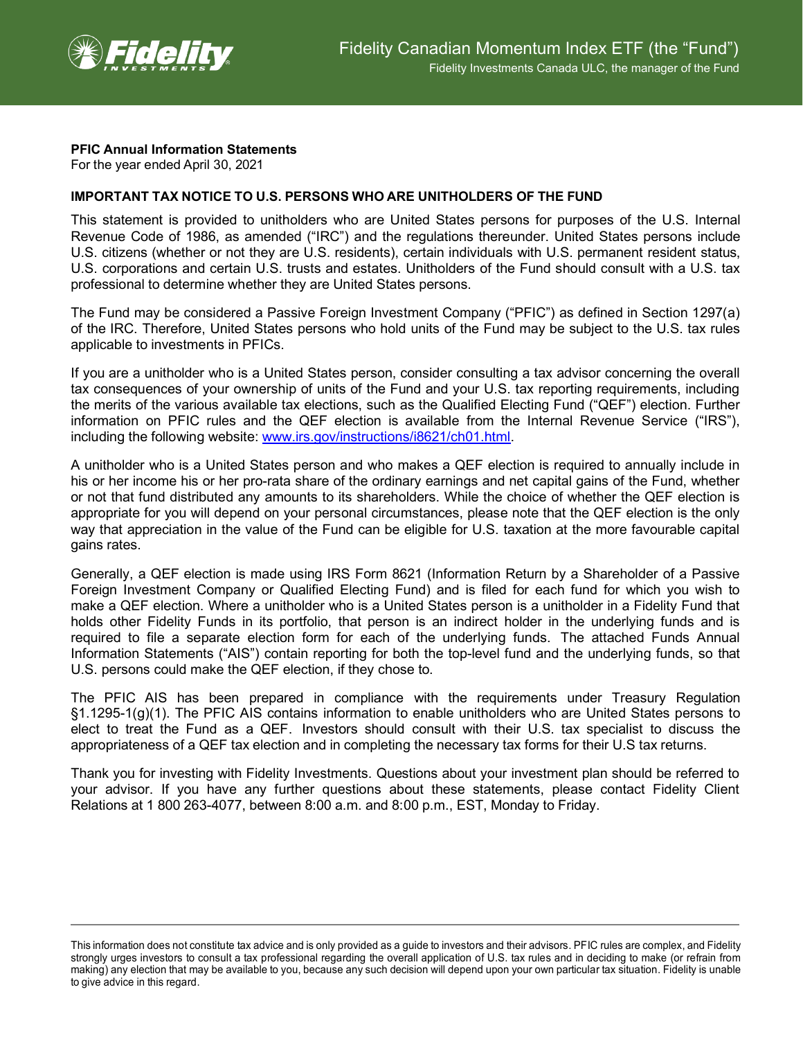Fidelity Canadian Momentum Index ETF (the "Fund")

Fidelity Investments Canada ULC, the manager of the Fund

**PFIC Annual Information Statements**
For the year ended April 30, 2021

**IMPORTANT TAX NOTICE TO U.S. PERSONS WHO ARE UNITHOLDERS OF THE FUND**

This statement is provided to unitholders who are United States persons for purposes of the U.S. Internal Revenue Code of 1986, as amended ("IRC") and the regulations thereunder. United States persons include U.S. citizens (whether or not they are U.S. residents), certain individuals with U.S. permanent resident status, U.S. corporations and certain U.S. trusts and estates. Unitholders of the Fund should consult with a U.S. tax professional to determine whether they are United States persons.

The Fund may be considered a Passive Foreign Investment Company ("PFIC") as defined in Section 1297(a) of the IRC. Therefore, United States persons who hold units of the Fund may be subject to the U.S. tax rules applicable to investments in PFICs.

If you are a unitholder who is a United States person, consider consulting a tax advisor concerning the overall tax consequences of your ownership of units of the Fund and your U.S. tax reporting requirements, including the merits of the various available tax elections, such as the Qualified Electing Fund ("QEF") election. Further information on PFIC rules and the QEF election is available from the Internal Revenue Service ("IRS"), including the following website: [www.irs.gov/instructions/i8621/ch01.html](www.irs.gov/instructions/i8621/ch01.html).

A unitholder who is a United States person and who makes a QEF election is required to annually include in his or her income his or her pro-rata share of the ordinary earnings and net capital gains of the Fund, whether or not that fund distributed any amounts to its shareholders. While the choice of whether the QEF election is appropriate for you will depend on your personal circumstances, please note that the QEF election is the only way that appreciation in the value of the Fund can be eligible for U.S. taxation at the more favourable capital gains rates.

Generally, a QEF election is made using IRS Form 8621 (Information Return by a Shareholder of a Passive Foreign Investment Company or Qualified Electing Fund) and is filed for each fund for which you wish to make a QEF election. Where a unitholder who is a United States person is a unitholder in a Fidelity Fund that holds other Fidelity Funds in its portfolio, that person is an indirect holder in the underlying funds and is required to file a separate election form for each of the underlying funds. The attached Funds Annual Information Statements ("AIS") contain reporting for both the top-level fund and the underlying funds, so that U.S. persons could make the QEF election, if they chose to.

The PFIC AIS has been prepared in compliance with the requirements under Treasury Regulation §1.1295-1(g)(1). The PFIC AIS contains information to enable unitholders who are United States persons to elect to treat the Fund as a QEF. Investors should consult with their U.S. tax specialist to discuss the appropriateness of a QEF tax election and in completing the necessary tax forms for their U.S tax returns.

Thank you for investing with Fidelity Investments. Questions about your investment plan should be referred to your advisor. If you have any further questions about these statements, please contact Fidelity Client Relations at 1 800 263-4077, between 8:00 a.m. and 8:00 p.m., EST, Monday to Friday.

This information does not constitute tax advice and is only provided as a guide to investors and their advisors. PFIC rules are complex, and Fidelity strongly urges investors to consult a tax professional regarding the overall application of U.S. tax rules and in deciding to make (or refrain from making) any election that may be available to you, because any such decision will depend upon your own particular tax situation. Fidelity is unable to give advice in this regard.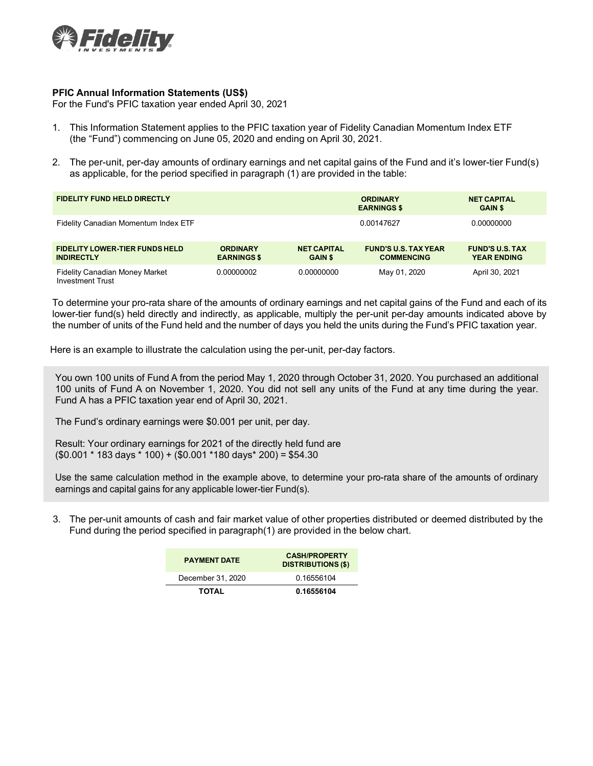**PFIC Annual Information Statements (US$)**
For the Fund's PFIC taxation year ended April 30, 2021

1. This Information Statement applies to the PFIC taxation year of Fidelity Canadian Momentum Index ETF (the "Fund") commencing on June 05, 2020 and ending on April 30, 2021.

2. The per-unit, per-day amounts of ordinary earnings and net capital gains of the Fund and it's lower-tier Fund(s) as applicable, for the period specified in paragraph (1) are provided in the table:

| FIDELITY FUND HELD DIRECTLY | ORDINARY EARNINGS $ | NET CAPITAL GAIN $ |
|---|---|---|
| Fidelity Canadian Momentum Index ETF | 0.00147627 | 0.00000000 |

| FIDELITY LOWER-TIER FUNDS HELD INDIRECTLY | ORDINARY EARNINGS $ | NET CAPITAL GAIN $ | FUND'S U.S. TAX YEAR COMMENCING | FUND'S U.S. TAX YEAR ENDING |
|---|---|---|---|---|
| Fidelity Canadian Money Market Investment Trust | 0.00000002 | 0.00000000 | May 01, 2020 | April 30, 2021 |

To determine your pro-rata share of the amounts of ordinary earnings and net capital gains of the Fund and each of its lower-tier fund(s) held directly and indirectly, as applicable, multiply the per-unit per-day amounts indicated above by the number of units of the Fund held and the number of days you held the units during the Fund's PFIC taxation year.

Here is an example to illustrate the calculation using the per-unit, per-day factors.

You own 100 units of Fund A from the period May 1, 2020 through October 31, 2020. You purchased an additional 100 units of Fund A on November 1, 2020. You did not sell any units of the Fund at any time during the year. Fund A has a PFIC taxation year end of April 30, 2021.

The Fund's ordinary earnings were $0.001 per unit, per day.

Result: Your ordinary earnings for 2021 of the directly held fund are
($0.001 * 183 days * 100) + ($0.001 *180 days* 200) = $54.30

Use the same calculation method in the example above, to determine your pro-rata share of the amounts of ordinary earnings and capital gains for any applicable lower-tier Fund(s).

3. The per-unit amounts of cash and fair market value of other properties distributed or deemed distributed by the Fund during the period specified in paragraph(1) are provided in the below chart.

| PAYMENT DATE | CASH/PROPERTY DISTRIBUTIONS ($) |
|---|---|
| December 31, 2020 | 0.16556104 |
| **TOTAL** | **0.16556104** |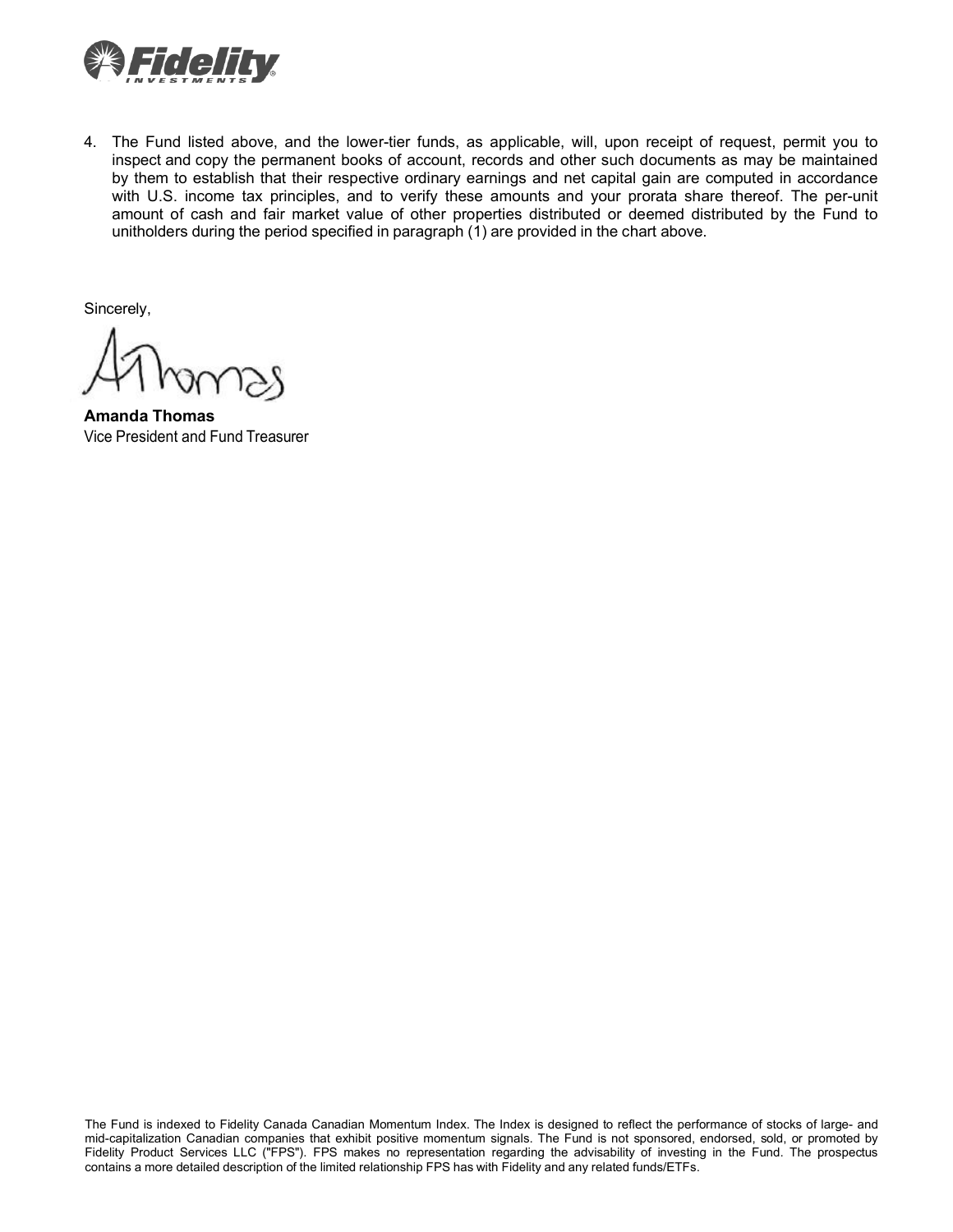4. The Fund listed above, and the lower-tier funds, as applicable, will, upon receipt of request, permit you to inspect and copy the permanent books of account, records and other such documents as may be maintained by them to establish that their respective ordinary earnings and net capital gain are computed in accordance with U.S. income tax principles, and to verify these amounts and your prorata share thereof. The per-unit amount of cash and fair market value of other properties distributed or deemed distributed by the Fund to unitholders during the period specified in paragraph (1) are provided in the chart above.

Sincerely,

**Amanda Thomas**
Vice President and Fund Treasurer

The Fund is indexed to Fidelity Canada Canadian Momentum Index. The Index is designed to reflect the performance of stocks of large- and mid-capitalization Canadian companies that exhibit positive momentum signals. The Fund is not sponsored, endorsed, sold, or promoted by Fidelity Product Services LLC ("FPS"). FPS makes no representation regarding the advisability of investing in the Fund. The prospectus contains a more detailed description of the limited relationship FPS has with Fidelity and any related funds/ETFs.